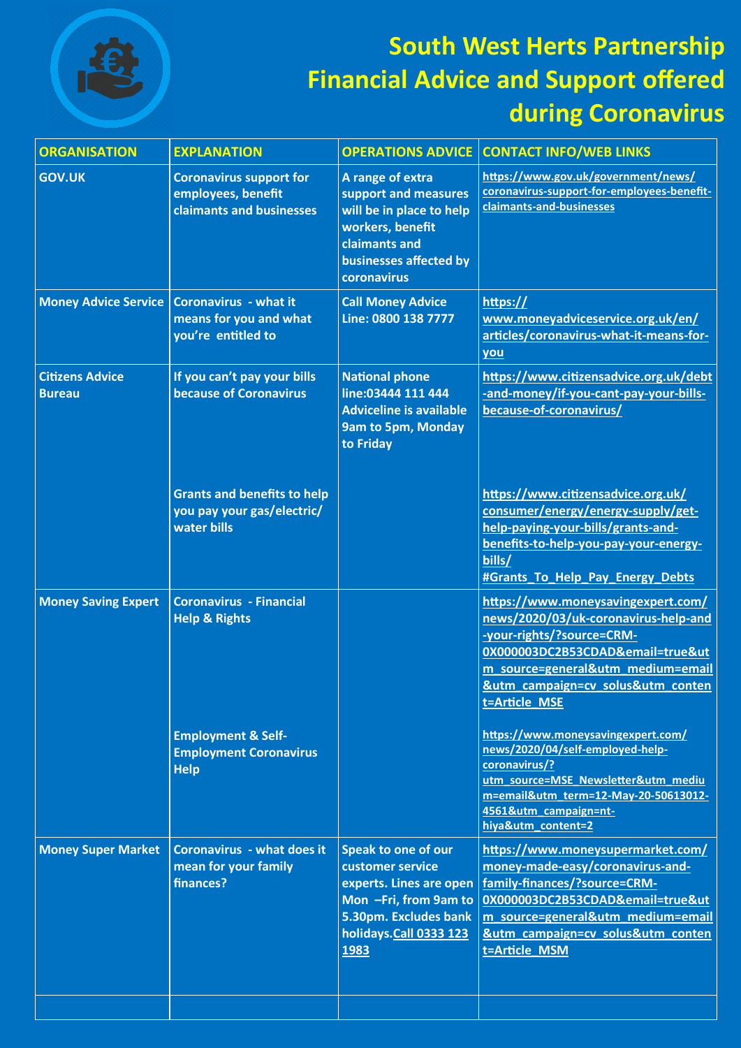# South West Herts Partnership Financial Advice and Support offered during Coronavirus

| ORGANISATION | EXPLANATION | OPERATIONS ADVICE | CONTACT INFO/WEB LINKS |
| --- | --- | --- | --- |
| GOV.UK | Coronavirus support for employees, benefit claimants and businesses | A range of extra support and measures will be in place to help workers, benefit claimants and businesses affected by coronavirus | https://www.gov.uk/government/news/coronavirus-support-for-employees-benefit-claimants-and-businesses |
| Money Advice Service | Coronavirus - what it means for you and what you're entitled to | Call Money Advice Line: 0800 138 7777 | https://www.moneyadviceservice.org.uk/en/articles/coronavirus-what-it-means-for-you |
| Citizens Advice Bureau | If you can't pay your bills because of Coronavirus | National phone line:03444 111 444 Adviceline is available 9am to 5pm, Monday to Friday | https://www.citizensadvice.org.uk/debt-and-money/if-you-cant-pay-your-bills-because-of-coronavirus/ |
| | Grants and benefits to help you pay your gas/electric/water bills | | https://www.citizensadvice.org.uk/consumer/energy/energy-supply/get-help-paying-your-bills/grants-and-benefits-to-help-you-pay-your-energy-bills/#Grants_To_Help_Pay_Energy_Debts |
| Money Saving Expert | Coronavirus - Financial Help & Rights | | https://www.moneysavingexpert.com/news/2020/03/uk-coronavirus-help-and-your-rights/?source=CRM-0X000003DC2B53CDAD&email=true&utm_source=general&utm_medium=email&utm_campaign=cv_solus&utm_content=Article_MSE |
| | Employment & Self-Employment Coronavirus Help | | https://www.moneysavingexpert.com/news/2020/04/self-employed-help-coronavirus/?utm_source=MSE_Newsletter&utm_medium=email&utm_term=12-May-20-50613012-4561&utm_campaign=nt-hiya&utm_content=2 |
| Money Super Market | Coronavirus - what does it mean for your family finances? | Speak to one of our customer service experts. Lines are open Mon –Fri, from 9am to 5.30pm. Excludes bank holidays. Call 0333 123 1983 | https://www.moneysupermarket.com/money-made-easy/coronavirus-and-family-finances/?source=CRM-0X000003DC2B53CDAD&email=true&utm_source=general&utm_medium=email&utm_campaign=cv_solus&utm_content=Article_MSM |
| | | | |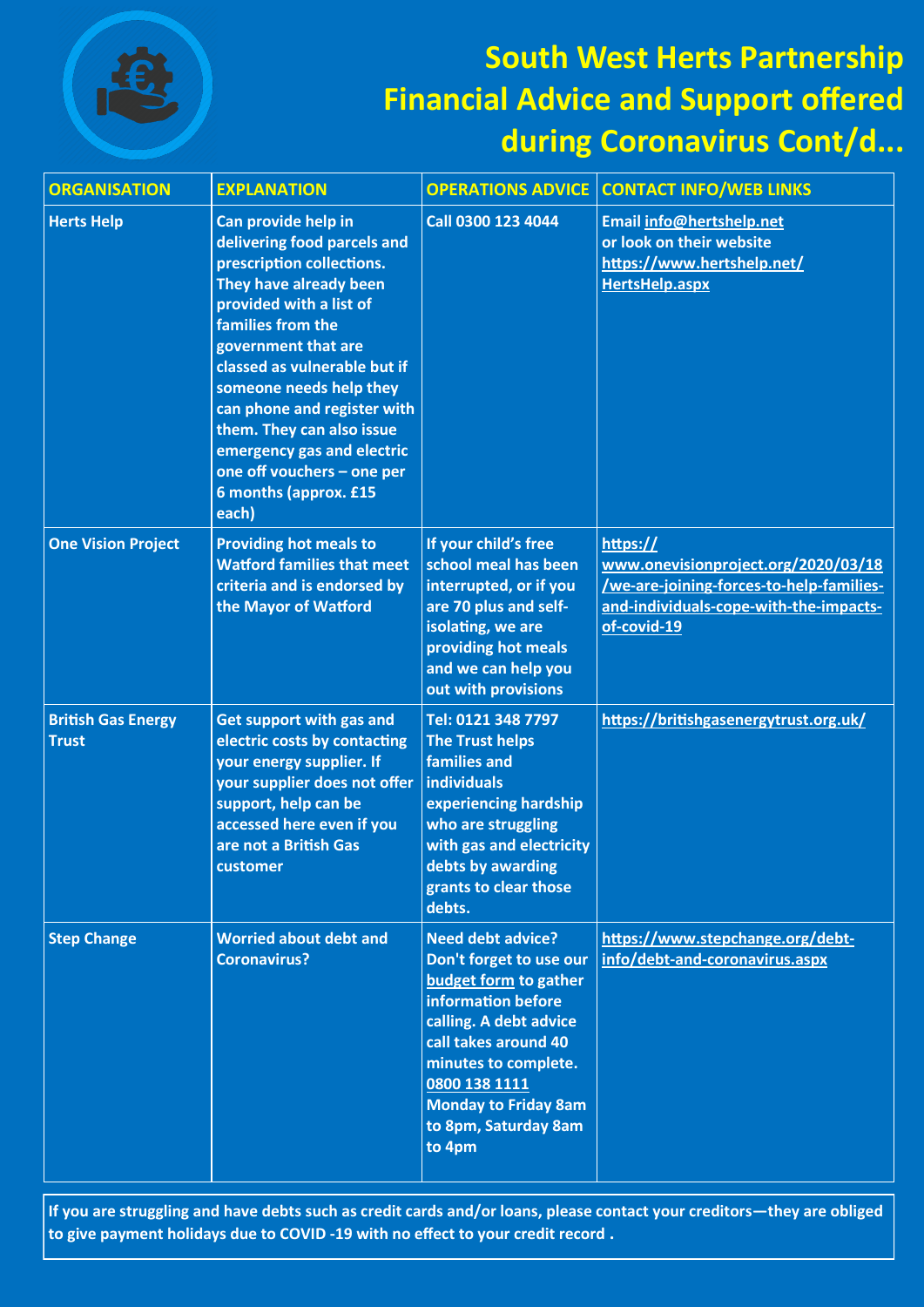# South West Herts Partnership Financial Advice and Support offered during Coronavirus Cont/d...

| ORGANISATION | EXPLANATION | OPERATIONS ADVICE | CONTACT INFO/WEB LINKS |
| --- | --- | --- | --- |
| Herts Help | Can provide help in delivering food parcels and prescription collections. They have already been provided with a list of families from the government that are classed as vulnerable but if someone needs help they can phone and register with them. They can also issue emergency gas and electric one off vouchers – one per 6 months (approx. £15 each) | Call 0300 123 4044 | Email info@hertshelp.net or look on their website https://www.hertshelp.net/HertsHelp.aspx |
| One Vision Project | Providing hot meals to Watford families that meet criteria and is endorsed by the Mayor of Watford | If your child's free school meal has been interrupted, or if you are 70 plus and self-isolating, we are providing hot meals and we can help you out with provisions | https://www.onevisionproject.org/2020/03/18/we-are-joining-forces-to-help-families-and-individuals-cope-with-the-impacts-of-covid-19 |
| British Gas Energy Trust | Get support with gas and electric costs by contacting your energy supplier. If your supplier does not offer support, help can be accessed here even if you are not a British Gas customer | Tel: 0121 348 7797 The Trust helps families and individuals experiencing hardship who are struggling with gas and electricity debts by awarding grants to clear those debts. | https://britishgasenergytrust.org.uk/ |
| Step Change | Worried about debt and Coronavirus? | Need debt advice? Don't forget to use our budget form to gather information before calling. A debt advice call takes around 40 minutes to complete. 0800 138 1111 Monday to Friday 8am to 8pm, Saturday 8am to 4pm | https://www.stepchange.org/debt-info/debt-and-coronavirus.aspx |

**If you are struggling and have debts such as credit cards and/or loans, please contact your creditors—they are obliged to give payment holidays due to COVID -19 with no effect to your credit record .**